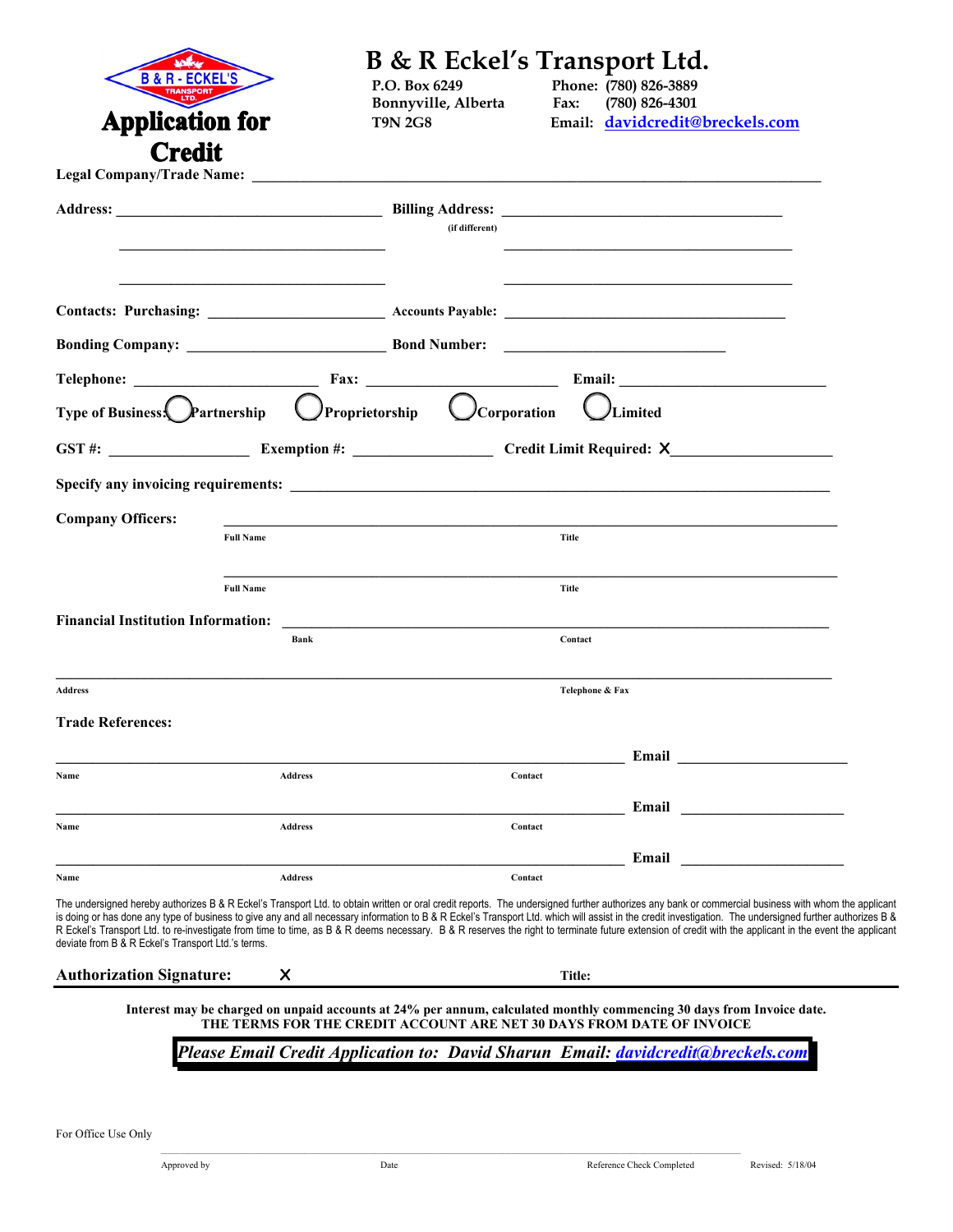B & R - ECKEL'S TRANSPORT LTD.

# Application for Credit

## B & R Eckel's Transport Ltd.

P.O. Box 6249
Bonnyville, Alberta
T9N 2G8

Phone: (780) 826-3889
Fax: (780) 826-4301
Email: davidcredit@breckels.com

**Legal Company/Trade Name:** ______________________________

**Address:** ______________________________ **Billing Address:** ______________________________
(if different)

______________________________ ______________________________

______________________________ ______________________________

**Contacts: Purchasing:** ______________________ **Accounts Payable:** ______________________

**Bonding Company:** ______________________ **Bond Number:** ______________________

**Telephone:** ______________________ **Fax:** ______________________ **Email:** ______________________

**Type of Business:** ◯ Partnership ◯ Proprietorship ◯ Corporation ◯ Limited

**GST #:** ______________ **Exemption #:** ______________ **Credit Limit Required:** X ______________

**Specify any invoicing requirements:** ______________________________

**Company Officers:** ______________________________
Full Name Title

______________________________
Full Name Title

**Financial Institution Information:** ______________________________
Bank Contact

______________________________
Address Telephone & Fax

**Trade References:**

______________________________ **Email** ______________
Name Address Contact

______________________________ **Email** ______________
Name Address Contact

______________________________ **Email** ______________
Name Address Contact

The undersigned hereby authorizes B & R Eckel's Transport Ltd. to obtain written or oral credit reports. The undersigned further authorizes any bank or commercial business with whom the applicant is doing or has done any type of business to give any and all necessary information to B & R Eckel's Transport Ltd. which will assist in the credit investigation. The undersigned further authorizes B & R Eckel's Transport Ltd. to re-investigate from time to time, as B & R deems necessary. B & R reserves the right to terminate future extension of credit with the applicant in the event the applicant deviate from B & R Eckel's Transport Ltd.'s terms.

**Authorization Signature:** X **Title:**

**Interest may be charged on unpaid accounts at 24% per annum, calculated monthly commencing 30 days from Invoice date.**
**THE TERMS FOR THE CREDIT ACCOUNT ARE NET 30 DAYS FROM DATE OF INVOICE**

***Please Email Credit Application to: David Sharun Email: davidcredit@breckels.com***

For Office Use Only

Approved by Date Reference Check Completed Revised: 5/18/04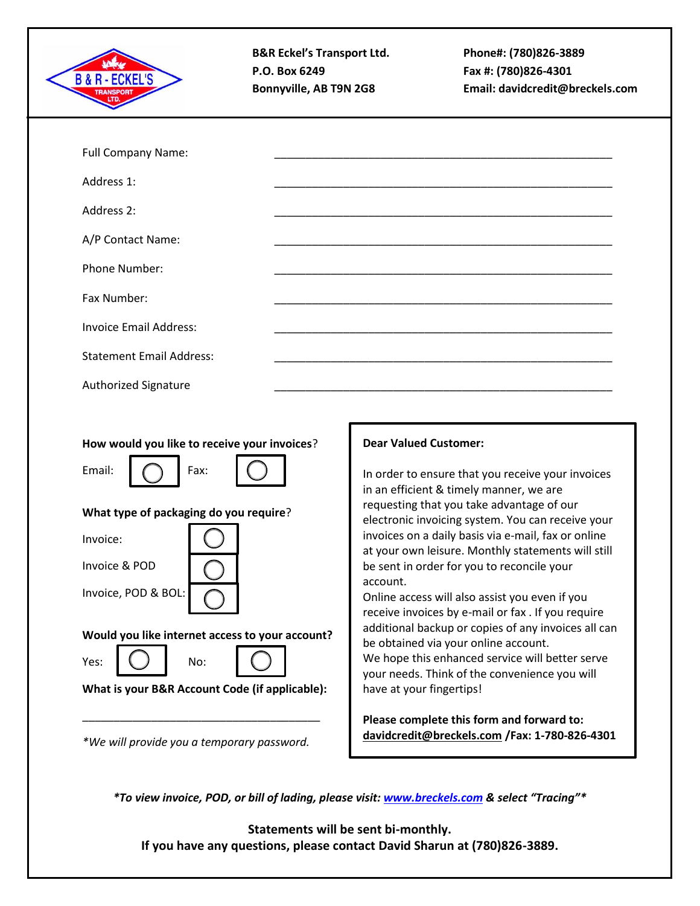**B&R Eckel's Transport Ltd.**
**P.O. Box 6249**
**Bonnyville, AB T9N 2G8**

**Phone#: (780)826-3889**
**Fax #: (780)826-4301**
**Email: davidcredit@breckels.com**

Full Company Name: ____________________________________________

Address 1: ____________________________________________

Address 2: ____________________________________________

A/P Contact Name: ____________________________________________

Phone Number: ____________________________________________

Fax Number: ____________________________________________

Invoice Email Address: ____________________________________________

Statement Email Address: ____________________________________________

Authorized Signature ____________________________________________

**How would you like to receive your invoices**?

Email: ◯ Fax: ◯

**What type of packaging do you require**?

Invoice: ◯

Invoice & POD ◯

Invoice, POD & BOL: ◯

**Would you like internet access to your account?**

Yes: ◯ No: ◯

**What is your B&R Account Code (if applicable):**

________________________________________

*\*We will provide you a temporary password.*

**Dear Valued Customer:**

In order to ensure that you receive your invoices in an efficient & timely manner, we are requesting that you take advantage of our electronic invoicing system. You can receive your invoices on a daily basis via e-mail, fax or online at your own leisure. Monthly statements will still be sent in order for you to reconcile your account.
Online access will also assist you even if you receive invoices by e-mail or fax . If you require additional backup or copies of any invoices all can be obtained via your online account.
We hope this enhanced service will better serve your needs. Think of the convenience you will have at your fingertips!

**Please complete this form and forward to:**
**davidcredit@breckels.com /Fax: 1-780-826-4301**

***To view invoice, POD, or bill of lading, please visit: www.breckels.com & select "Tracing"***

**Statements will be sent bi-monthly.**
**If you have any questions, please contact David Sharun at (780)826-3889.**